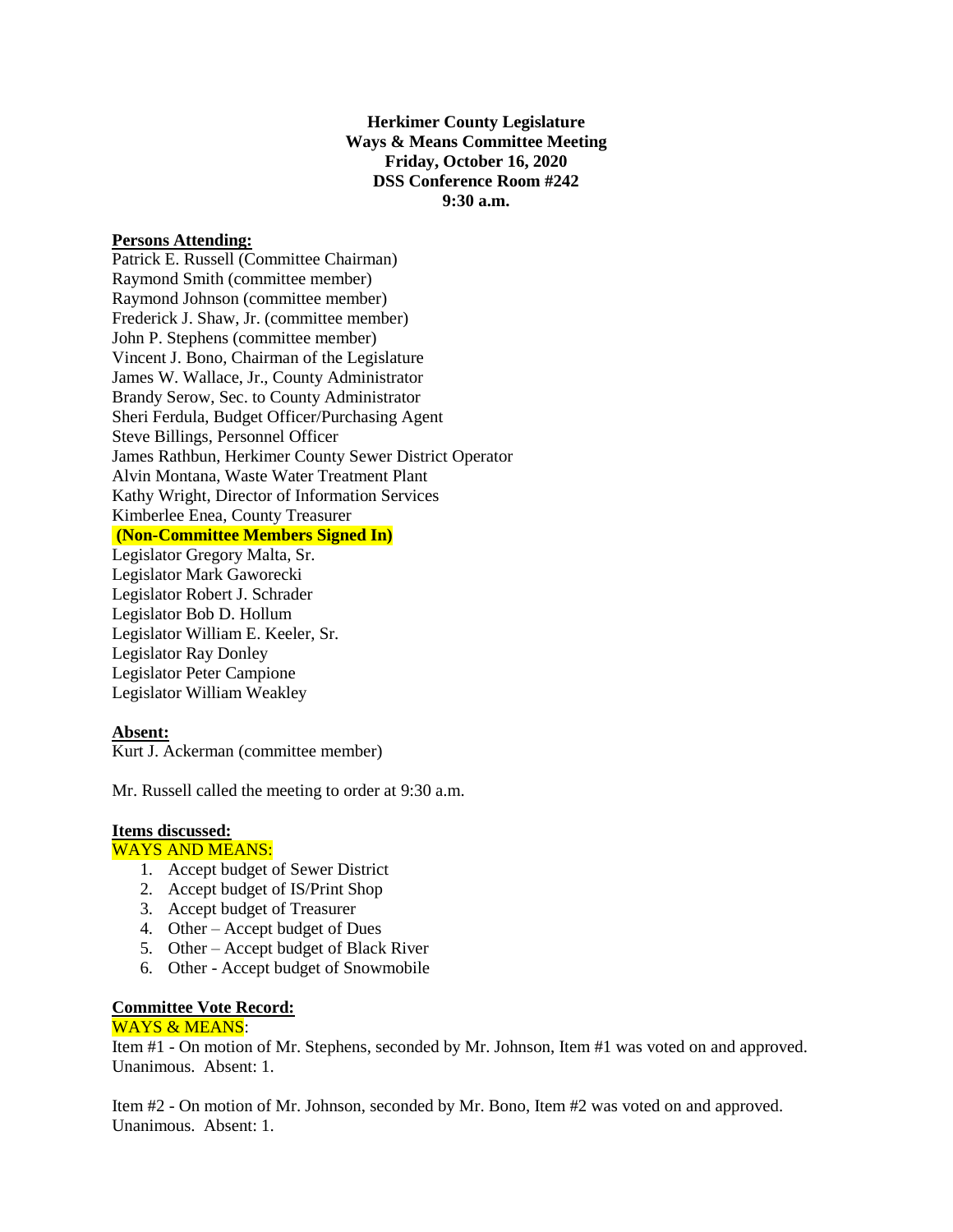**Herkimer County Legislature**
**Ways & Means Committee Meeting**
**Friday, October 16, 2020**
**DSS Conference Room #242**
**9:30 a.m.**

**Persons Attending:**

Patrick E. Russell (Committee Chairman)
Raymond Smith (committee member)
Raymond Johnson (committee member)
Frederick J. Shaw, Jr. (committee member)
John P. Stephens (committee member)
Vincent J. Bono, Chairman of the Legislature
James W. Wallace, Jr., County Administrator
Brandy Serow, Sec. to County Administrator
Sheri Ferdula, Budget Officer/Purchasing Agent
Steve Billings, Personnel Officer
James Rathbun, Herkimer County Sewer District Operator
Alvin Montana, Waste Water Treatment Plant
Kathy Wright, Director of Information Services
Kimberlee Enea, County Treasurer

**(Non-Committee Members Signed In)**

Legislator Gregory Malta, Sr.
Legislator Mark Gaworecki
Legislator Robert J. Schrader
Legislator Bob D. Hollum
Legislator William E. Keeler, Sr.
Legislator Ray Donley
Legislator Peter Campione
Legislator William Weakley

**Absent:**

Kurt J. Ackerman (committee member)

Mr. Russell called the meeting to order at 9:30 a.m.

**Items discussed:**

WAYS AND MEANS:

1. Accept budget of Sewer District
2. Accept budget of IS/Print Shop
3. Accept budget of Treasurer
4. Other – Accept budget of Dues
5. Other – Accept budget of Black River
6. Other - Accept budget of Snowmobile

**Committee Vote Record:**

WAYS & MEANS:

Item #1 - On motion of Mr. Stephens, seconded by Mr. Johnson, Item #1 was voted on and approved. Unanimous. Absent: 1.

Item #2 - On motion of Mr. Johnson, seconded by Mr. Bono, Item #2 was voted on and approved. Unanimous. Absent: 1.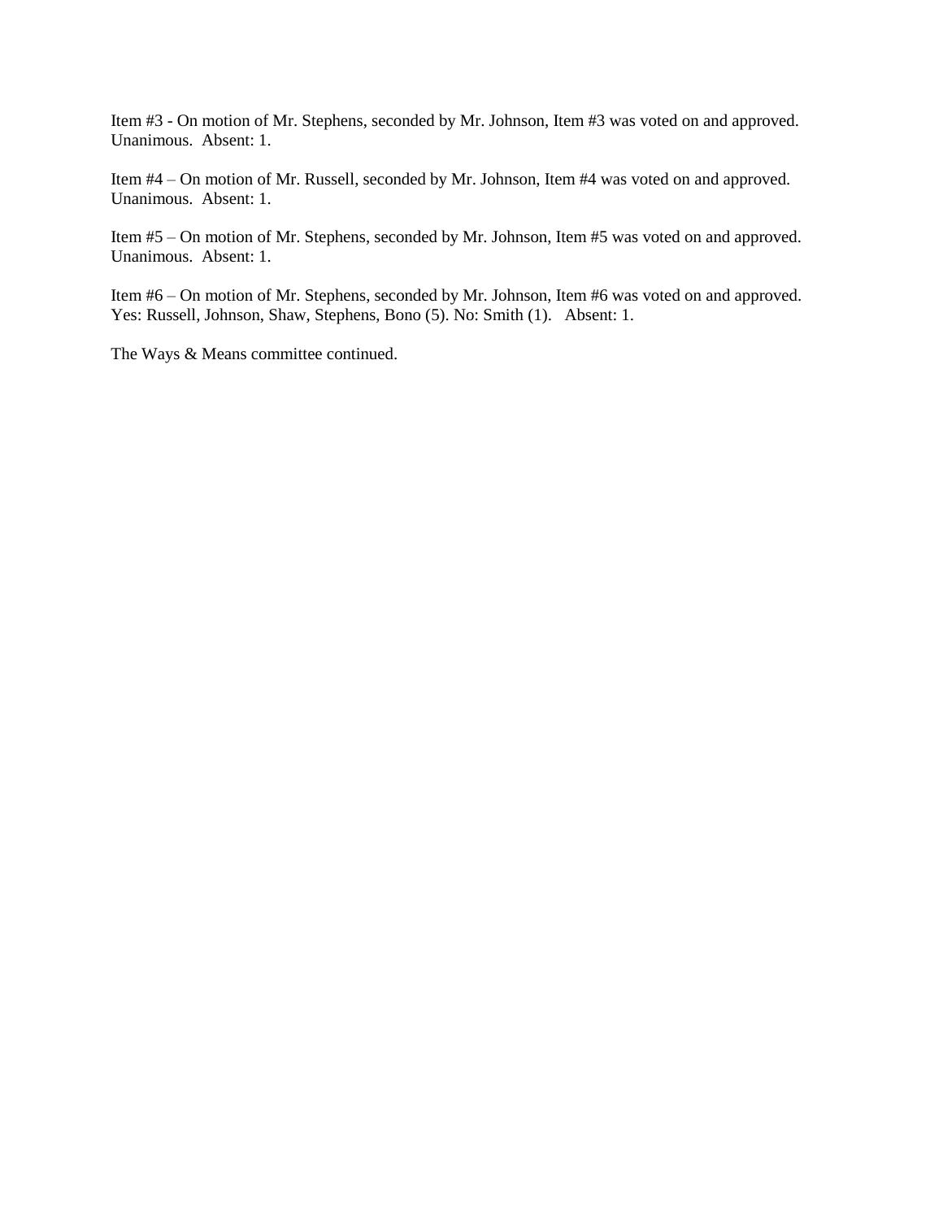Item #3 - On motion of Mr. Stephens, seconded by Mr. Johnson, Item #3 was voted on and approved. Unanimous. Absent: 1.

Item #4 – On motion of Mr. Russell, seconded by Mr. Johnson, Item #4 was voted on and approved. Unanimous. Absent: 1.

Item #5 – On motion of Mr. Stephens, seconded by Mr. Johnson, Item #5 was voted on and approved. Unanimous. Absent: 1.

Item #6 – On motion of Mr. Stephens, seconded by Mr. Johnson, Item #6 was voted on and approved. Yes: Russell, Johnson, Shaw, Stephens, Bono (5). No: Smith (1). Absent: 1.

The Ways & Means committee continued.